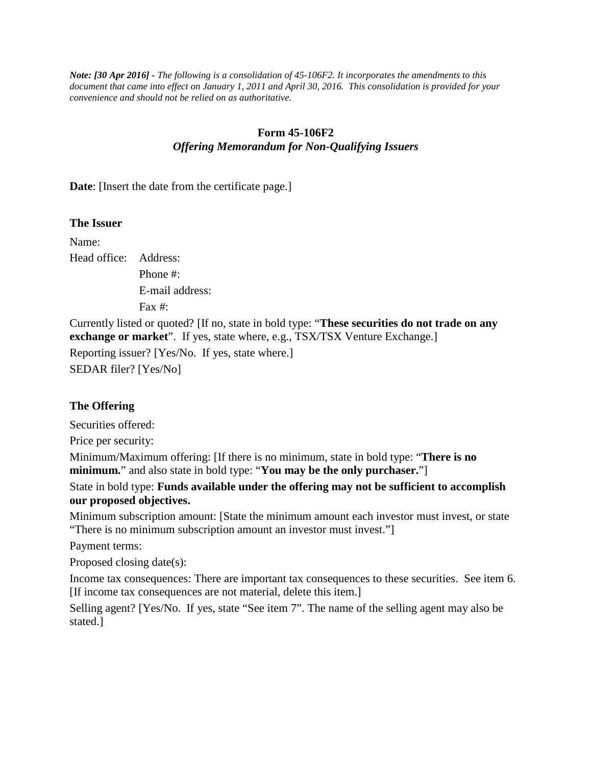***Note: [30 Apr 2016] -*** *The following is a consolidation of 45-106F2. It incorporates the amendments to this document that came into effect on January 1, 2011 and April 30, 2016. This consolidation is provided for your convenience and should not be relied on as authoritative.*

# Form 45-106F2
## *Offering Memorandum for Non-Qualifying Issuers*

**Date**: [Insert the date from the certificate page.]

### The Issuer

Name:

Head office: Address:

Phone #:

E-mail address:

Fax #:

Currently listed or quoted? [If no, state in bold type: "**These securities do not trade on any exchange or market**". If yes, state where, e.g., TSX/TSX Venture Exchange.]

Reporting issuer? [Yes/No. If yes, state where.]

SEDAR filer? [Yes/No]

### The Offering

Securities offered:

Price per security:

Minimum/Maximum offering: [If there is no minimum, state in bold type: "**There is no minimum.**" and also state in bold type: "**You may be the only purchaser.**"]

State in bold type: **Funds available under the offering may not be sufficient to accomplish our proposed objectives.**

Minimum subscription amount: [State the minimum amount each investor must invest, or state "There is no minimum subscription amount an investor must invest."]

Payment terms:

Proposed closing date(s):

Income tax consequences: There are important tax consequences to these securities. See item 6. [If income tax consequences are not material, delete this item.]

Selling agent? [Yes/No. If yes, state "See item 7". The name of the selling agent may also be stated.]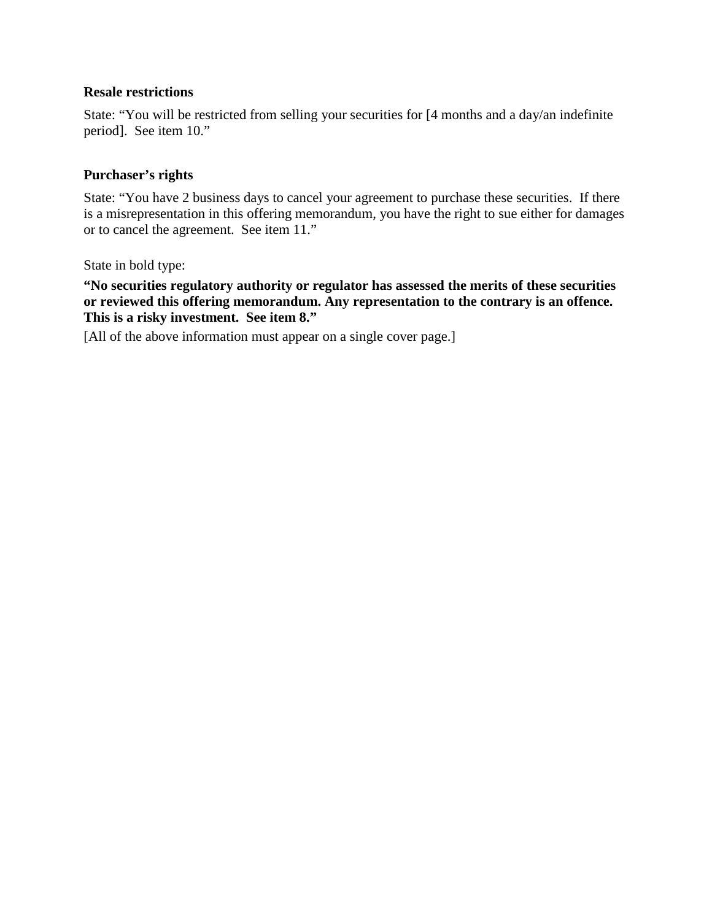**Resale restrictions**

State: "You will be restricted from selling your securities for [4 months and a day/an indefinite period]. See item 10."

**Purchaser's rights**

State: "You have 2 business days to cancel your agreement to purchase these securities. If there is a misrepresentation in this offering memorandum, you have the right to sue either for damages or to cancel the agreement. See item 11."

State in bold type:

**"No securities regulatory authority or regulator has assessed the merits of these securities or reviewed this offering memorandum. Any representation to the contrary is an offence. This is a risky investment. See item 8."**

[All of the above information must appear on a single cover page.]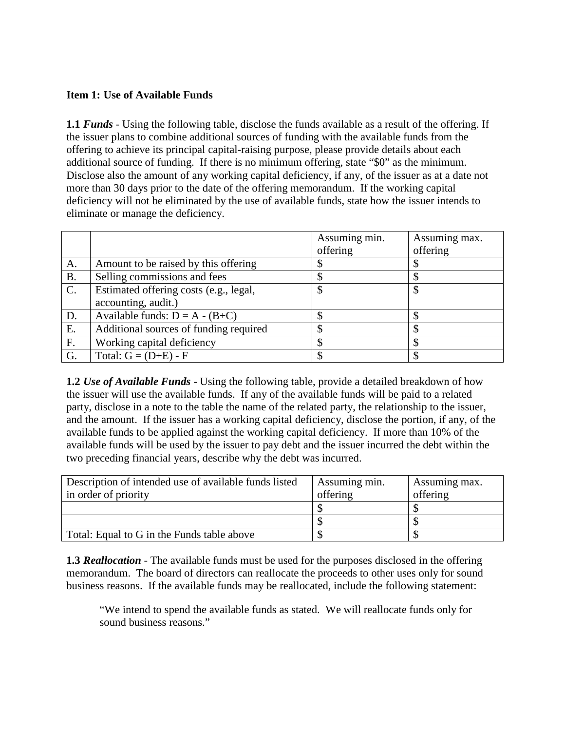**Item 1: Use of Available Funds**

**1.1** ***Funds*** - Using the following table, disclose the funds available as a result of the offering. If the issuer plans to combine additional sources of funding with the available funds from the offering to achieve its principal capital-raising purpose, please provide details about each additional source of funding. If there is no minimum offering, state "$0" as the minimum. Disclose also the amount of any working capital deficiency, if any, of the issuer as at a date not more than 30 days prior to the date of the offering memorandum. If the working capital deficiency will not be eliminated by the use of available funds, state how the issuer intends to eliminate or manage the deficiency.

| | | Assuming min. offering | Assuming max. offering |
|---|---|---|---|
| A. | Amount to be raised by this offering | $ | $ |
| B. | Selling commissions and fees | $ | $ |
| C. | Estimated offering costs (e.g., legal, accounting, audit.) | $ | $ |
| D. | Available funds: D = A - (B+C) | $ | $ |
| E. | Additional sources of funding required | $ | $ |
| F. | Working capital deficiency | $ | $ |
| G. | Total: G = (D+E) - F | $ | $ |

**1.2** ***Use of Available Funds*** - Using the following table, provide a detailed breakdown of how the issuer will use the available funds. If any of the available funds will be paid to a related party, disclose in a note to the table the name of the related party, the relationship to the issuer, and the amount. If the issuer has a working capital deficiency, disclose the portion, if any, of the available funds to be applied against the working capital deficiency. If more than 10% of the available funds will be used by the issuer to pay debt and the issuer incurred the debt within the two preceding financial years, describe why the debt was incurred.

| Description of intended use of available funds listed in order of priority | Assuming min. offering | Assuming max. offering |
|---|---|---|
| | $ | $ |
| | $ | $ |
| Total: Equal to G in the Funds table above | $ | $ |

**1.3** ***Reallocation*** - The available funds must be used for the purposes disclosed in the offering memorandum. The board of directors can reallocate the proceeds to other uses only for sound business reasons. If the available funds may be reallocated, include the following statement:

> "We intend to spend the available funds as stated. We will reallocate funds only for sound business reasons."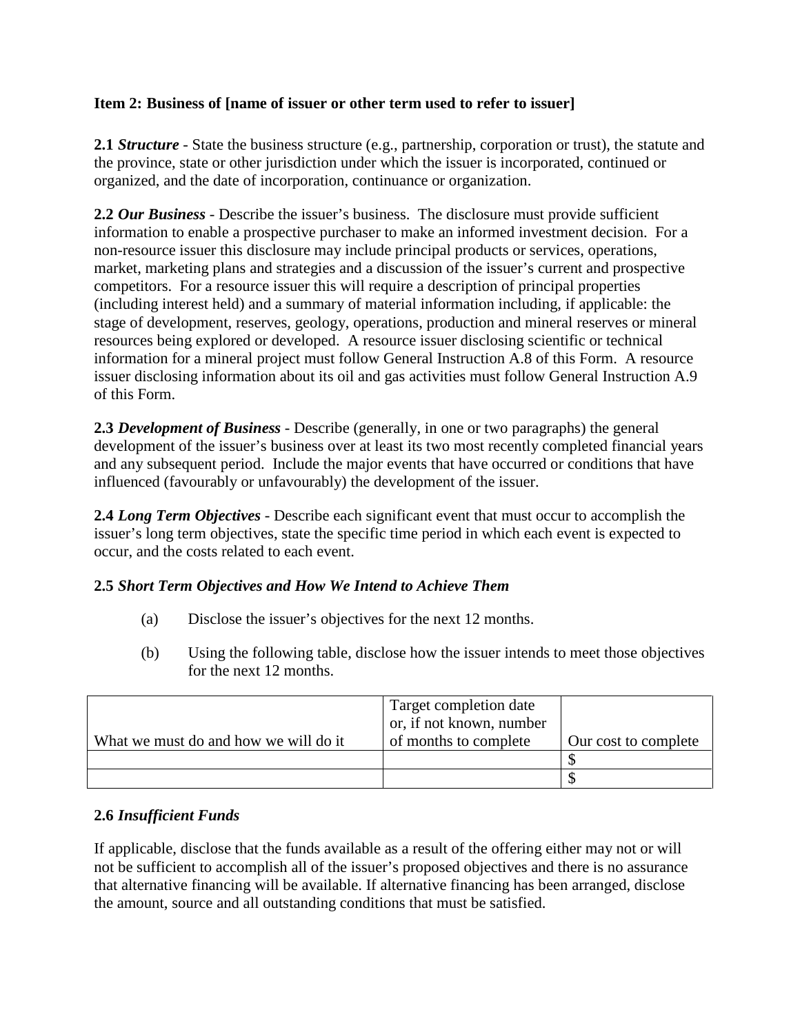**Item 2: Business of [name of issuer or other term used to refer to issuer]**

**2.1** ***Structure*** - State the business structure (e.g., partnership, corporation or trust), the statute and the province, state or other jurisdiction under which the issuer is incorporated, continued or organized, and the date of incorporation, continuance or organization.

**2.2** ***Our Business*** - Describe the issuer's business. The disclosure must provide sufficient information to enable a prospective purchaser to make an informed investment decision. For a non-resource issuer this disclosure may include principal products or services, operations, market, marketing plans and strategies and a discussion of the issuer's current and prospective competitors. For a resource issuer this will require a description of principal properties (including interest held) and a summary of material information including, if applicable: the stage of development, reserves, geology, operations, production and mineral reserves or mineral resources being explored or developed. A resource issuer disclosing scientific or technical information for a mineral project must follow General Instruction A.8 of this Form. A resource issuer disclosing information about its oil and gas activities must follow General Instruction A.9 of this Form.

**2.3** ***Development of Business*** - Describe (generally, in one or two paragraphs) the general development of the issuer's business over at least its two most recently completed financial years and any subsequent period. Include the major events that have occurred or conditions that have influenced (favourably or unfavourably) the development of the issuer.

**2.4** ***Long Term Objectives*** - Describe each significant event that must occur to accomplish the issuer's long term objectives, state the specific time period in which each event is expected to occur, and the costs related to each event.

**2.5** ***Short Term Objectives and How We Intend to Achieve Them***

(a) Disclose the issuer's objectives for the next 12 months.

(b) Using the following table, disclose how the issuer intends to meet those objectives for the next 12 months.

| What we must do and how we will do it | Target completion date or, if not known, number of months to complete | Our cost to complete |
|---|---|---|
| | | $ |
| | | $ |

**2.6** ***Insufficient Funds***

If applicable, disclose that the funds available as a result of the offering either may not or will not be sufficient to accomplish all of the issuer's proposed objectives and there is no assurance that alternative financing will be available. If alternative financing has been arranged, disclose the amount, source and all outstanding conditions that must be satisfied.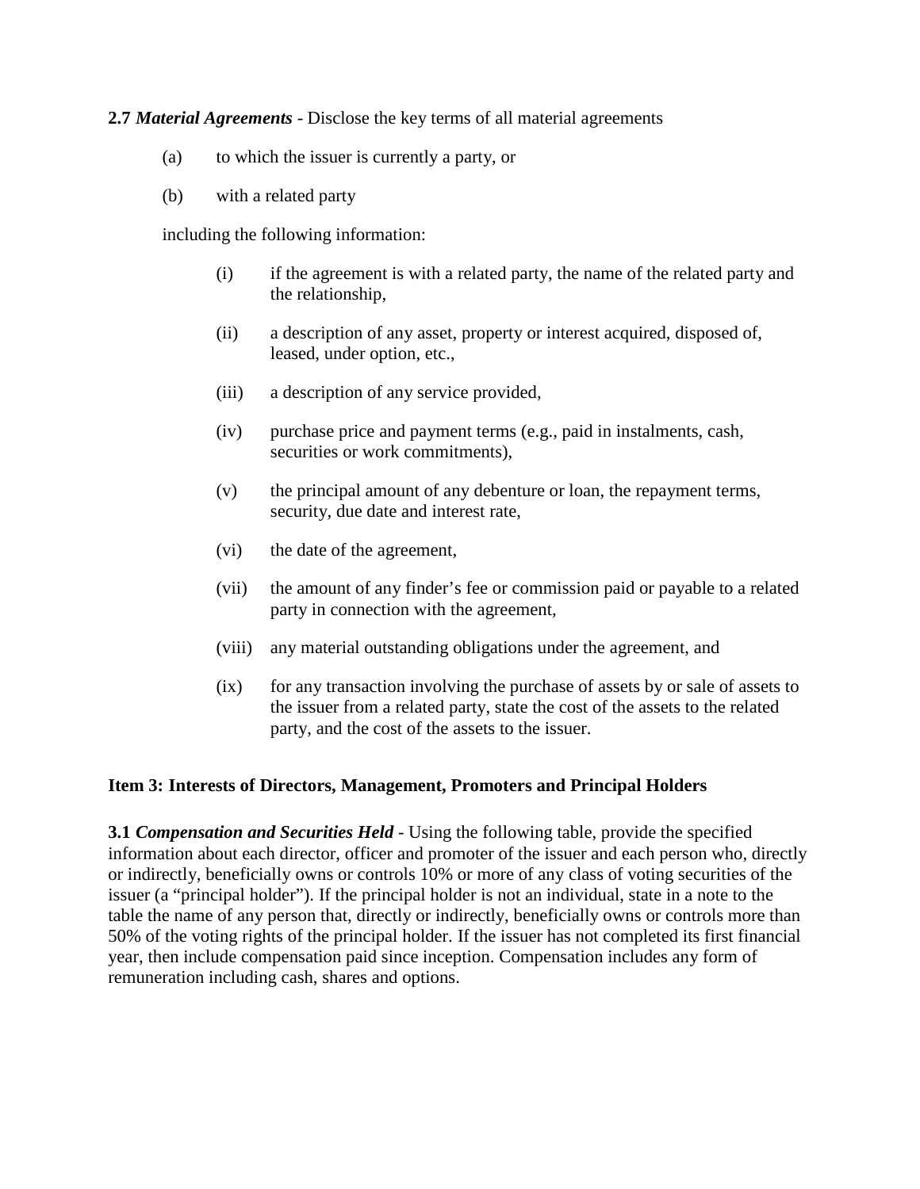**2.7** ***Material Agreements*** - Disclose the key terms of all material agreements

(a) to which the issuer is currently a party, or

(b) with a related party

including the following information:

(i) if the agreement is with a related party, the name of the related party and the relationship,

(ii) a description of any asset, property or interest acquired, disposed of, leased, under option, etc.,

(iii) a description of any service provided,

(iv) purchase price and payment terms (e.g., paid in instalments, cash, securities or work commitments),

(v) the principal amount of any debenture or loan, the repayment terms, security, due date and interest rate,

(vi) the date of the agreement,

(vii) the amount of any finder's fee or commission paid or payable to a related party in connection with the agreement,

(viii) any material outstanding obligations under the agreement, and

(ix) for any transaction involving the purchase of assets by or sale of assets to the issuer from a related party, state the cost of the assets to the related party, and the cost of the assets to the issuer.

## Item 3: Interests of Directors, Management, Promoters and Principal Holders

**3.1** ***Compensation and Securities Held*** - Using the following table, provide the specified information about each director, officer and promoter of the issuer and each person who, directly or indirectly, beneficially owns or controls 10% or more of any class of voting securities of the issuer (a "principal holder"). If the principal holder is not an individual, state in a note to the table the name of any person that, directly or indirectly, beneficially owns or controls more than 50% of the voting rights of the principal holder. If the issuer has not completed its first financial year, then include compensation paid since inception. Compensation includes any form of remuneration including cash, shares and options.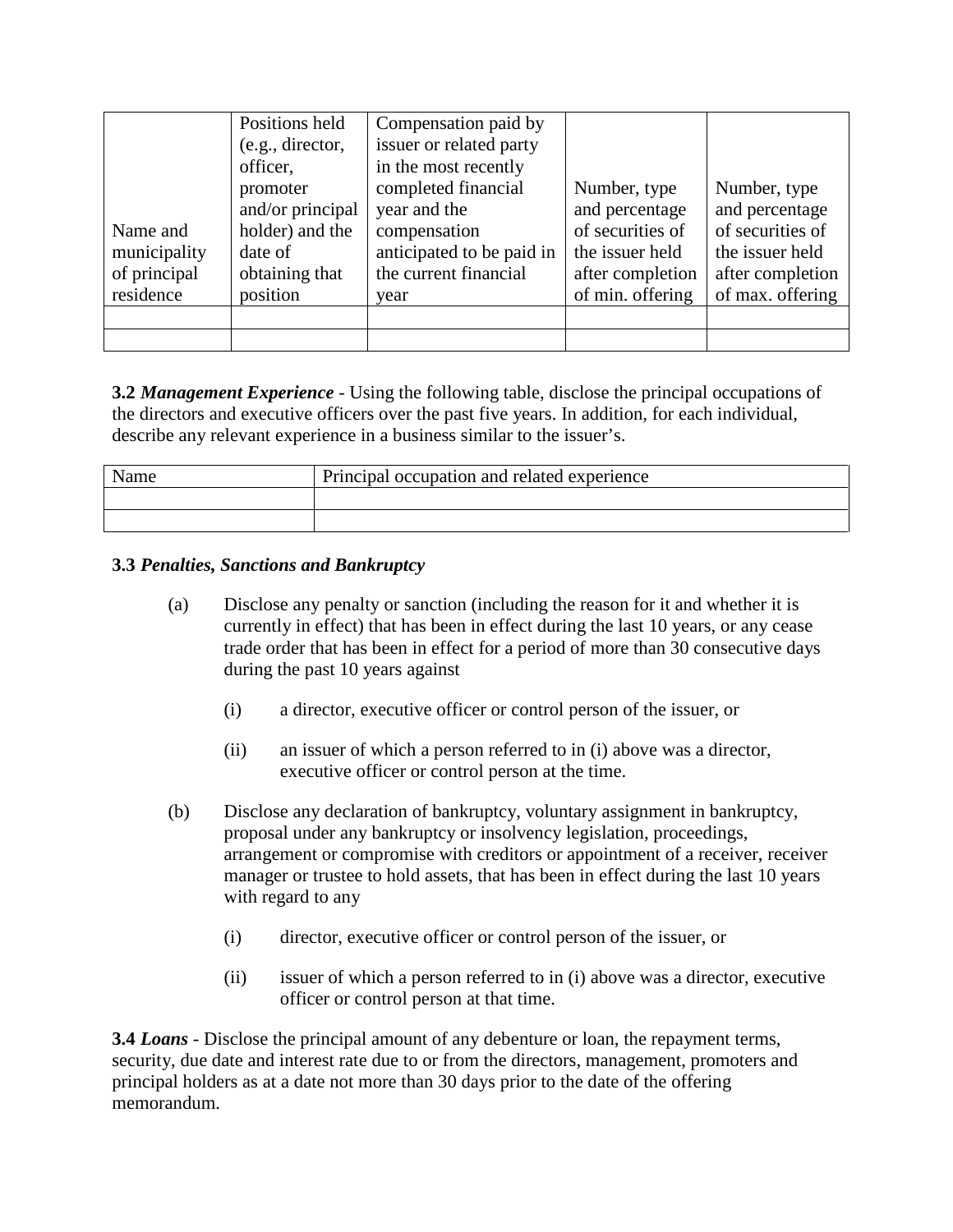| Name and municipality of principal residence | Positions held (e.g., director, officer, promoter and/or principal holder) and the date of obtaining that position | Compensation paid by issuer or related party in the most recently completed financial year and the compensation anticipated to be paid in the current financial year | Number, type and percentage of securities of the issuer held after completion of min. offering | Number, type and percentage of securities of the issuer held after completion of max. offering |
|---|---|---|---|---|
| | | | | |
| | | | | |

**3.2** ***Management Experience*** - Using the following table, disclose the principal occupations of the directors and executive officers over the past five years. In addition, for each individual, describe any relevant experience in a business similar to the issuer's.

| Name | Principal occupation and related experience |
|---|---|
| | |
| | |

**3.3** ***Penalties, Sanctions and Bankruptcy***

(a) Disclose any penalty or sanction (including the reason for it and whether it is currently in effect) that has been in effect during the last 10 years, or any cease trade order that has been in effect for a period of more than 30 consecutive days during the past 10 years against

(i) a director, executive officer or control person of the issuer, or

(ii) an issuer of which a person referred to in (i) above was a director, executive officer or control person at the time.

(b) Disclose any declaration of bankruptcy, voluntary assignment in bankruptcy, proposal under any bankruptcy or insolvency legislation, proceedings, arrangement or compromise with creditors or appointment of a receiver, receiver manager or trustee to hold assets, that has been in effect during the last 10 years with regard to any

(i) director, executive officer or control person of the issuer, or

(ii) issuer of which a person referred to in (i) above was a director, executive officer or control person at that time.

**3.4** ***Loans*** - Disclose the principal amount of any debenture or loan, the repayment terms, security, due date and interest rate due to or from the directors, management, promoters and principal holders as at a date not more than 30 days prior to the date of the offering memorandum.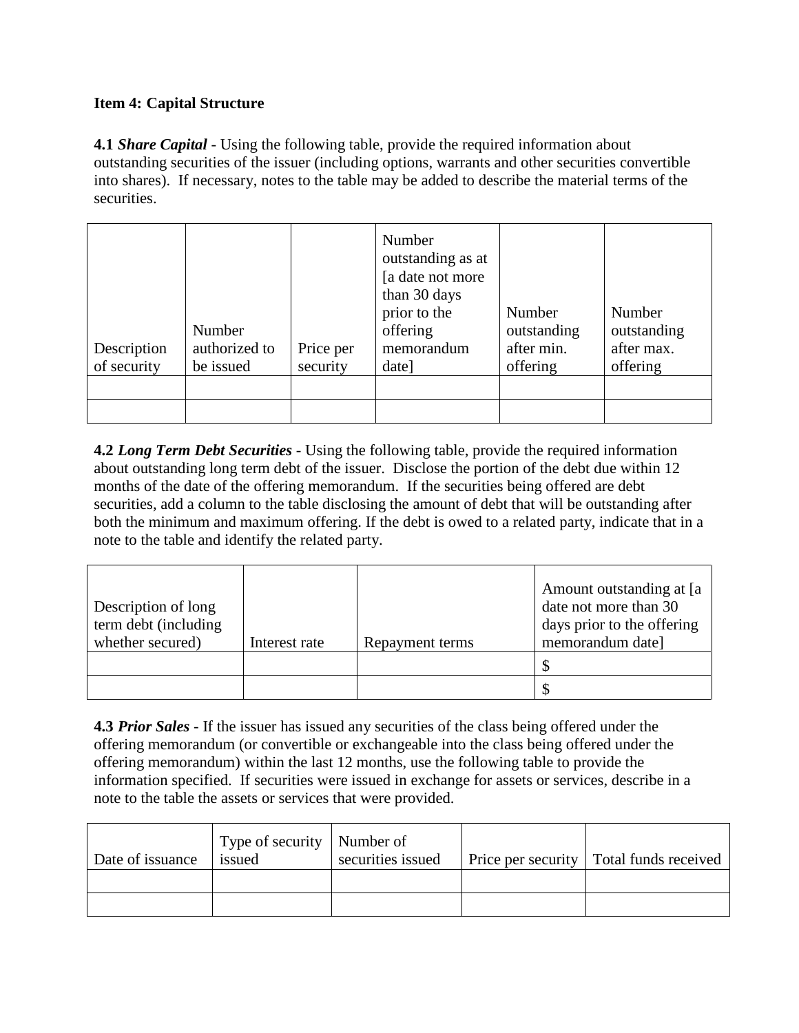**Item 4: Capital Structure**

**4.1** ***Share Capital*** - Using the following table, provide the required information about outstanding securities of the issuer (including options, warrants and other securities convertible into shares). If necessary, notes to the table may be added to describe the material terms of the securities.

| Description of security | Number authorized to be issued | Price per security | Number outstanding as at [a date not more than 30 days prior to the offering memorandum date] | Number outstanding after min. offering | Number outstanding after max. offering |
|---|---|---|---|---|---|
| | | | | | |
| | | | | | |

**4.2** ***Long Term Debt Securities*** - Using the following table, provide the required information about outstanding long term debt of the issuer. Disclose the portion of the debt due within 12 months of the date of the offering memorandum. If the securities being offered are debt securities, add a column to the table disclosing the amount of debt that will be outstanding after both the minimum and maximum offering. If the debt is owed to a related party, indicate that in a note to the table and identify the related party.

| Description of long term debt (including whether secured) | Interest rate | Repayment terms | Amount outstanding at [a date not more than 30 days prior to the offering memorandum date] |
|---|---|---|---|
| | | | $ |
| | | | $ |

**4.3** ***Prior Sales*** - If the issuer has issued any securities of the class being offered under the offering memorandum (or convertible or exchangeable into the class being offered under the offering memorandum) within the last 12 months, use the following table to provide the information specified. If securities were issued in exchange for assets or services, describe in a note to the table the assets or services that were provided.

| Date of issuance | Type of security issued | Number of securities issued | Price per security | Total funds received |
|---|---|---|---|---|
| | | | | |
| | | | | |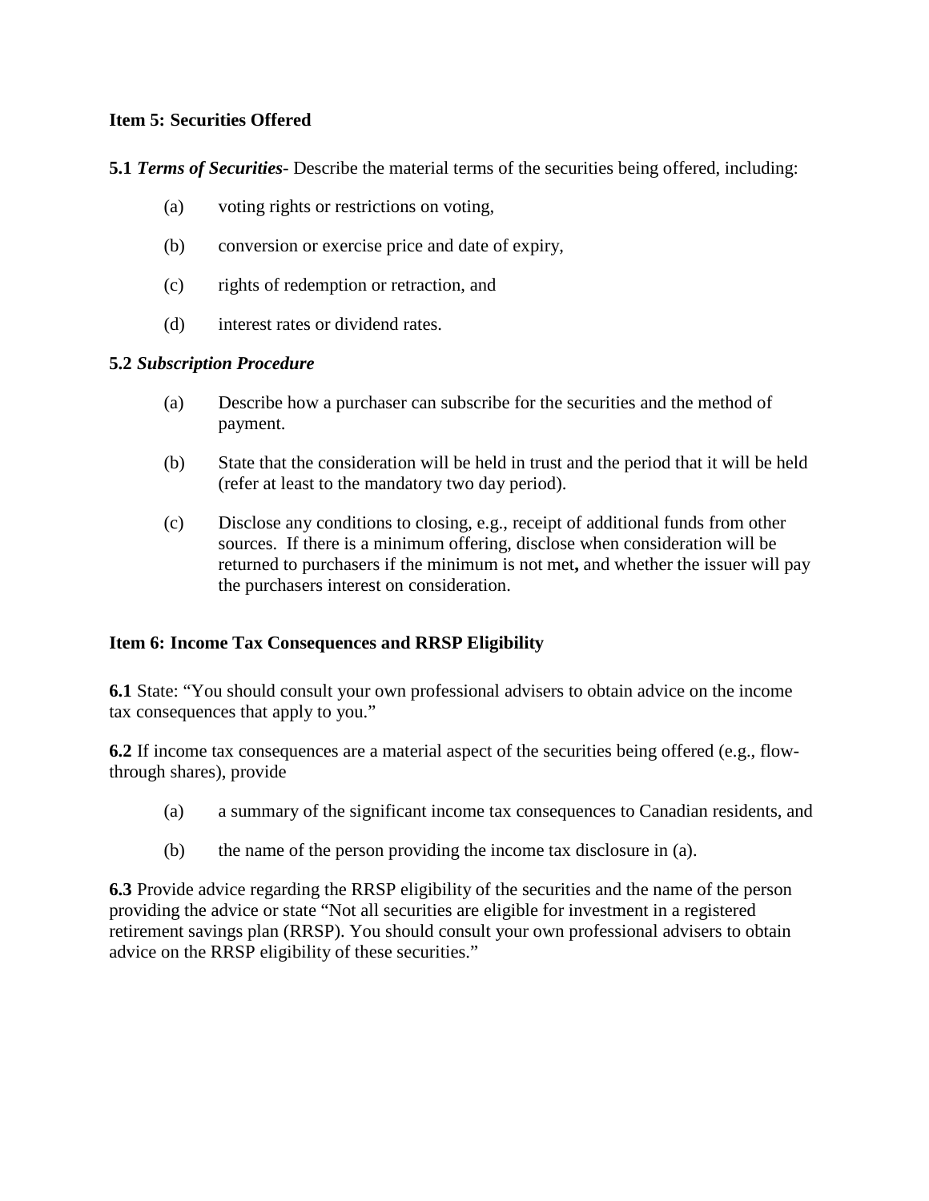**Item 5: Securities Offered**

**5.1** ***Terms of Securities***- Describe the material terms of the securities being offered, including:

(a) voting rights or restrictions on voting,

(b) conversion or exercise price and date of expiry,

(c) rights of redemption or retraction, and

(d) interest rates or dividend rates.

**5.2** ***Subscription Procedure***

(a) Describe how a purchaser can subscribe for the securities and the method of payment.

(b) State that the consideration will be held in trust and the period that it will be held (refer at least to the mandatory two day period).

(c) Disclose any conditions to closing, e.g., receipt of additional funds from other sources. If there is a minimum offering, disclose when consideration will be returned to purchasers if the minimum is not met**,** and whether the issuer will pay the purchasers interest on consideration.

**Item 6: Income Tax Consequences and RRSP Eligibility**

**6.1** State: "You should consult your own professional advisers to obtain advice on the income tax consequences that apply to you."

**6.2** If income tax consequences are a material aspect of the securities being offered (e.g., flow-through shares), provide

(a) a summary of the significant income tax consequences to Canadian residents, and

(b) the name of the person providing the income tax disclosure in (a).

**6.3** Provide advice regarding the RRSP eligibility of the securities and the name of the person providing the advice or state "Not all securities are eligible for investment in a registered retirement savings plan (RRSP). You should consult your own professional advisers to obtain advice on the RRSP eligibility of these securities."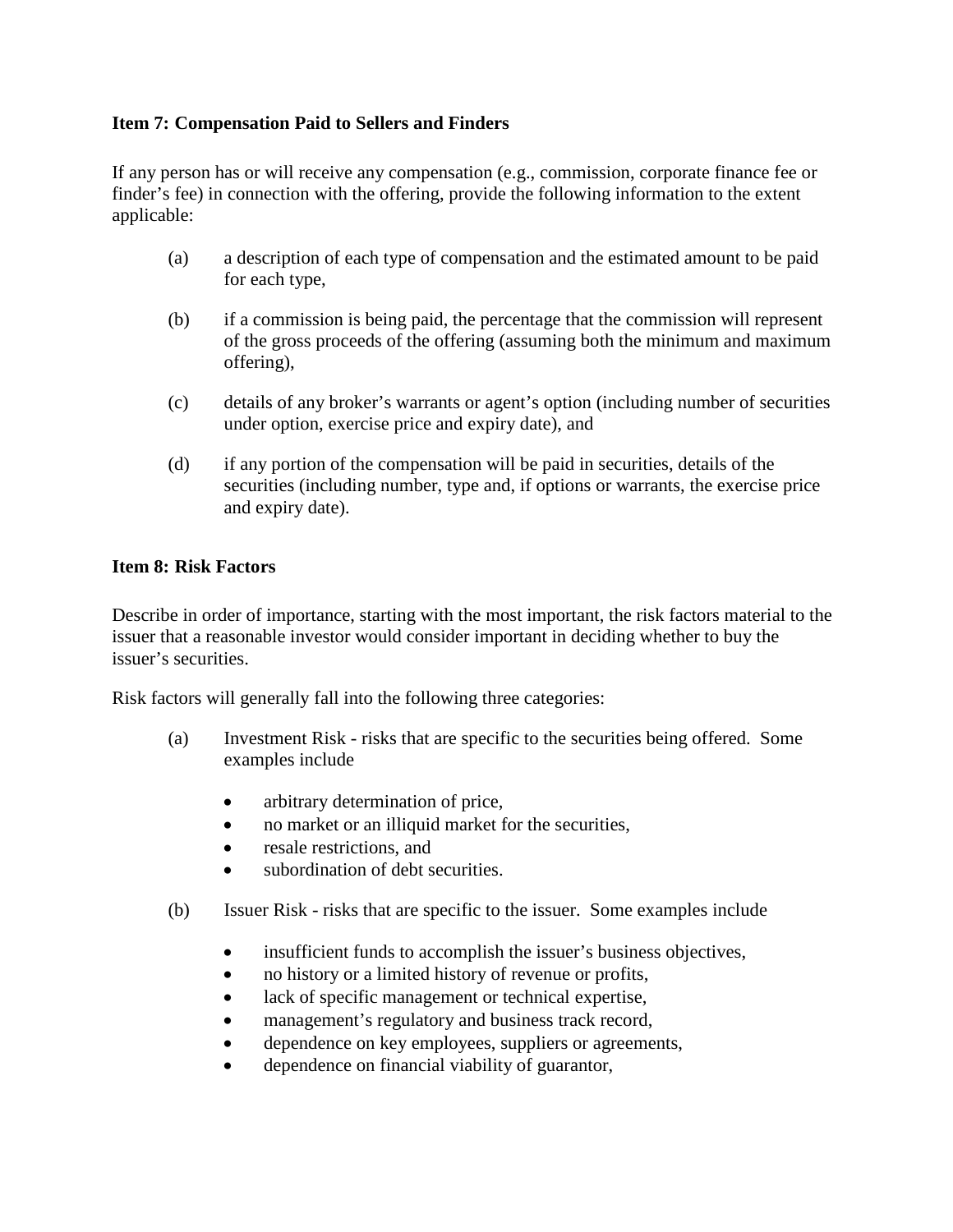**Item 7: Compensation Paid to Sellers and Finders**

If any person has or will receive any compensation (e.g., commission, corporate finance fee or finder's fee) in connection with the offering, provide the following information to the extent applicable:

(a) a description of each type of compensation and the estimated amount to be paid for each type,

(b) if a commission is being paid, the percentage that the commission will represent of the gross proceeds of the offering (assuming both the minimum and maximum offering),

(c) details of any broker's warrants or agent's option (including number of securities under option, exercise price and expiry date), and

(d) if any portion of the compensation will be paid in securities, details of the securities (including number, type and, if options or warrants, the exercise price and expiry date).

**Item 8: Risk Factors**

Describe in order of importance, starting with the most important, the risk factors material to the issuer that a reasonable investor would consider important in deciding whether to buy the issuer's securities.

Risk factors will generally fall into the following three categories:

(a) Investment Risk - risks that are specific to the securities being offered. Some examples include

- arbitrary determination of price,
- no market or an illiquid market for the securities,
- resale restrictions, and
- subordination of debt securities.

(b) Issuer Risk - risks that are specific to the issuer. Some examples include

- insufficient funds to accomplish the issuer's business objectives,
- no history or a limited history of revenue or profits,
- lack of specific management or technical expertise,
- management's regulatory and business track record,
- dependence on key employees, suppliers or agreements,
- dependence on financial viability of guarantor,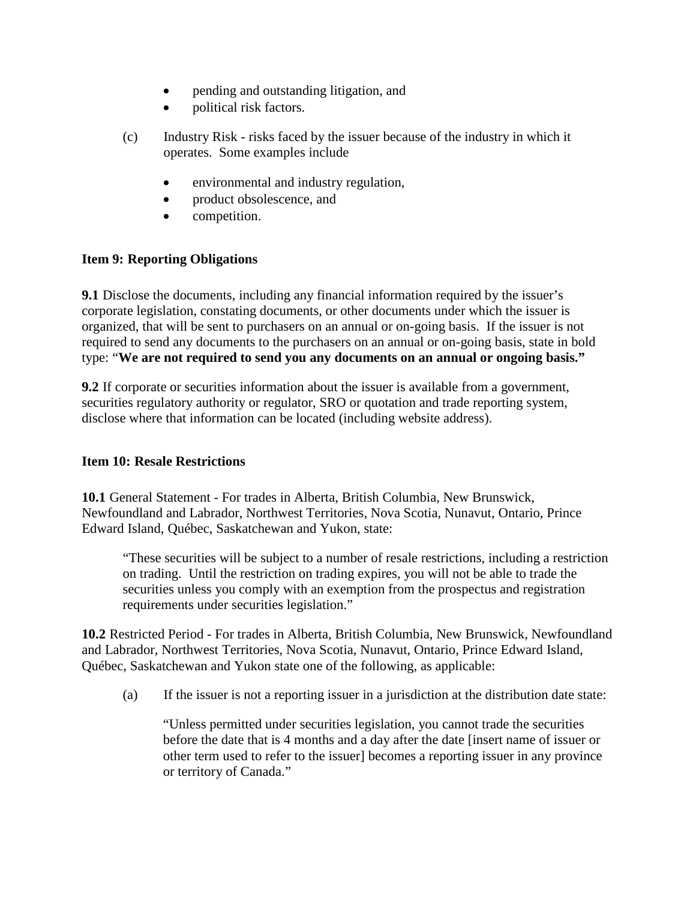- pending and outstanding litigation, and
- political risk factors.

(c) Industry Risk - risks faced by the issuer because of the industry in which it operates. Some examples include

- environmental and industry regulation,
- product obsolescence, and
- competition.

**Item 9: Reporting Obligations**

**9.1** Disclose the documents, including any financial information required by the issuer's corporate legislation, constating documents, or other documents under which the issuer is organized, that will be sent to purchasers on an annual or on-going basis. If the issuer is not required to send any documents to the purchasers on an annual or on-going basis, state in bold type: "**We are not required to send you any documents on an annual or ongoing basis."**

**9.2** If corporate or securities information about the issuer is available from a government, securities regulatory authority or regulator, SRO or quotation and trade reporting system, disclose where that information can be located (including website address).

**Item 10: Resale Restrictions**

**10.1** General Statement - For trades in Alberta, British Columbia, New Brunswick, Newfoundland and Labrador, Northwest Territories, Nova Scotia, Nunavut, Ontario, Prince Edward Island, Québec, Saskatchewan and Yukon, state:

> "These securities will be subject to a number of resale restrictions, including a restriction on trading. Until the restriction on trading expires, you will not be able to trade the securities unless you comply with an exemption from the prospectus and registration requirements under securities legislation."

**10.2** Restricted Period - For trades in Alberta, British Columbia, New Brunswick, Newfoundland and Labrador, Northwest Territories, Nova Scotia, Nunavut, Ontario, Prince Edward Island, Québec, Saskatchewan and Yukon state one of the following, as applicable:

(a) If the issuer is not a reporting issuer in a jurisdiction at the distribution date state:

> "Unless permitted under securities legislation, you cannot trade the securities before the date that is 4 months and a day after the date [insert name of issuer or other term used to refer to the issuer] becomes a reporting issuer in any province or territory of Canada."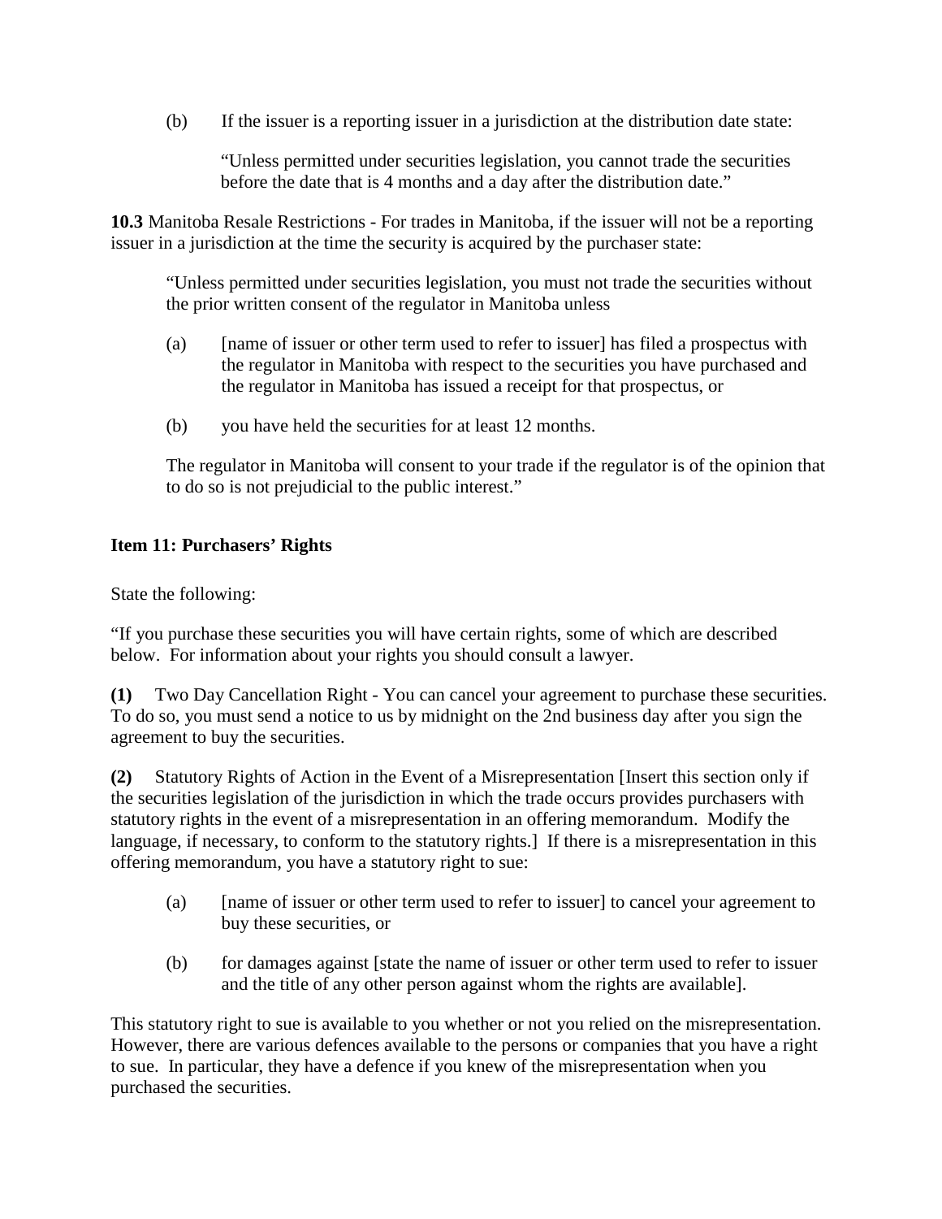(b) If the issuer is a reporting issuer in a jurisdiction at the distribution date state:

> "Unless permitted under securities legislation, you cannot trade the securities before the date that is 4 months and a day after the distribution date."

**10.3** Manitoba Resale Restrictions - For trades in Manitoba, if the issuer will not be a reporting issuer in a jurisdiction at the time the security is acquired by the purchaser state:

> "Unless permitted under securities legislation, you must not trade the securities without the prior written consent of the regulator in Manitoba unless
>
> (a) [name of issuer or other term used to refer to issuer] has filed a prospectus with the regulator in Manitoba with respect to the securities you have purchased and the regulator in Manitoba has issued a receipt for that prospectus, or
>
> (b) you have held the securities for at least 12 months.
>
> The regulator in Manitoba will consent to your trade if the regulator is of the opinion that to do so is not prejudicial to the public interest."

### Item 11: Purchasers' Rights

State the following:

"If you purchase these securities you will have certain rights, some of which are described below. For information about your rights you should consult a lawyer.

**(1)** Two Day Cancellation Right - You can cancel your agreement to purchase these securities. To do so, you must send a notice to us by midnight on the 2nd business day after you sign the agreement to buy the securities.

**(2)** Statutory Rights of Action in the Event of a Misrepresentation [Insert this section only if the securities legislation of the jurisdiction in which the trade occurs provides purchasers with statutory rights in the event of a misrepresentation in an offering memorandum. Modify the language, if necessary, to conform to the statutory rights.] If there is a misrepresentation in this offering memorandum, you have a statutory right to sue:

> (a) [name of issuer or other term used to refer to issuer] to cancel your agreement to buy these securities, or
>
> (b) for damages against [state the name of issuer or other term used to refer to issuer and the title of any other person against whom the rights are available].

This statutory right to sue is available to you whether or not you relied on the misrepresentation. However, there are various defences available to the persons or companies that you have a right to sue. In particular, they have a defence if you knew of the misrepresentation when you purchased the securities.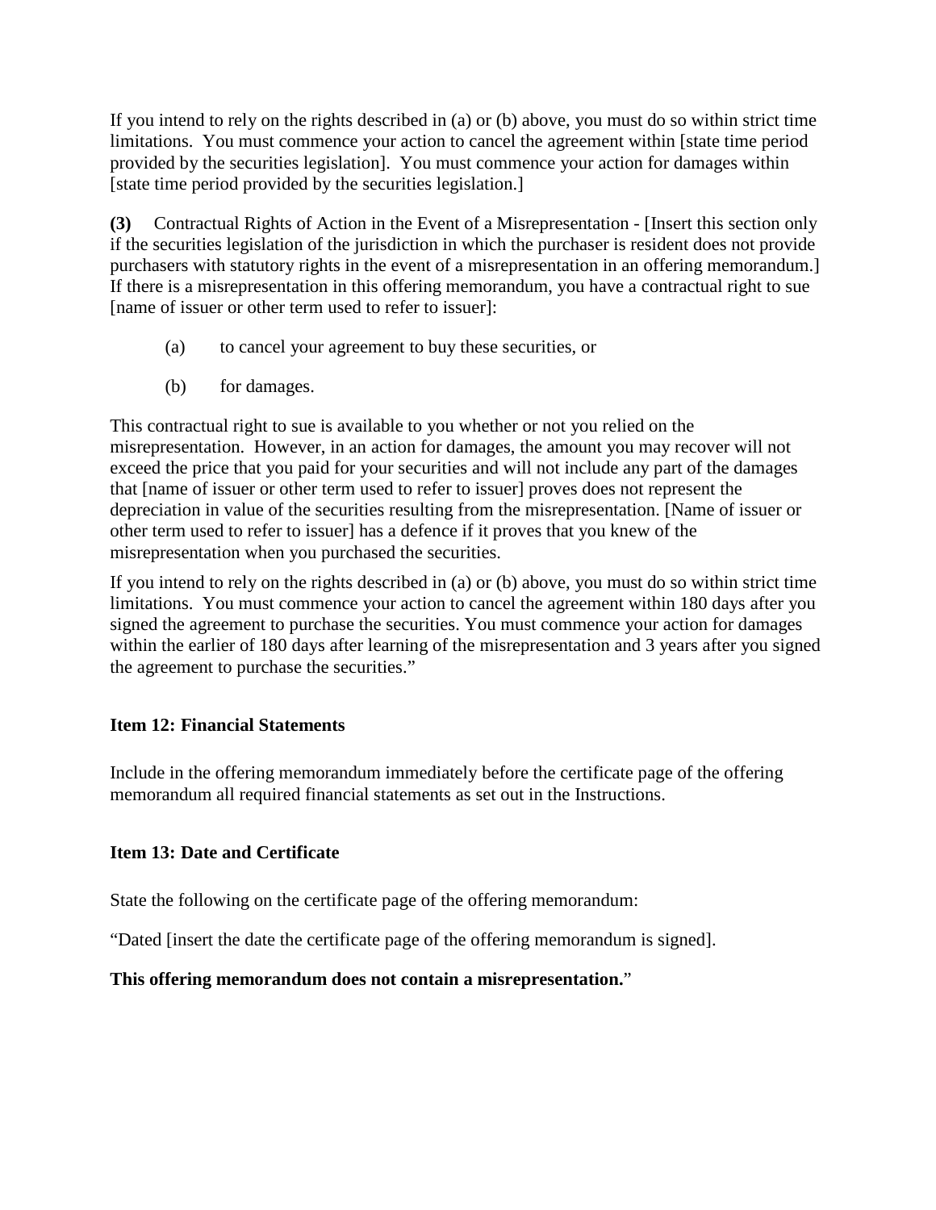If you intend to rely on the rights described in (a) or (b) above, you must do so within strict time limitations. You must commence your action to cancel the agreement within [state time period provided by the securities legislation]. You must commence your action for damages within [state time period provided by the securities legislation.]

**(3)** Contractual Rights of Action in the Event of a Misrepresentation - [Insert this section only if the securities legislation of the jurisdiction in which the purchaser is resident does not provide purchasers with statutory rights in the event of a misrepresentation in an offering memorandum.] If there is a misrepresentation in this offering memorandum, you have a contractual right to sue [name of issuer or other term used to refer to issuer]:

(a) to cancel your agreement to buy these securities, or

(b) for damages.

This contractual right to sue is available to you whether or not you relied on the misrepresentation. However, in an action for damages, the amount you may recover will not exceed the price that you paid for your securities and will not include any part of the damages that [name of issuer or other term used to refer to issuer] proves does not represent the depreciation in value of the securities resulting from the misrepresentation. [Name of issuer or other term used to refer to issuer] has a defence if it proves that you knew of the misrepresentation when you purchased the securities.

If you intend to rely on the rights described in (a) or (b) above, you must do so within strict time limitations. You must commence your action to cancel the agreement within 180 days after you signed the agreement to purchase the securities. You must commence your action for damages within the earlier of 180 days after learning of the misrepresentation and 3 years after you signed the agreement to purchase the securities."

**Item 12: Financial Statements**

Include in the offering memorandum immediately before the certificate page of the offering memorandum all required financial statements as set out in the Instructions.

**Item 13: Date and Certificate**

State the following on the certificate page of the offering memorandum:

"Dated [insert the date the certificate page of the offering memorandum is signed].

**This offering memorandum does not contain a misrepresentation.**"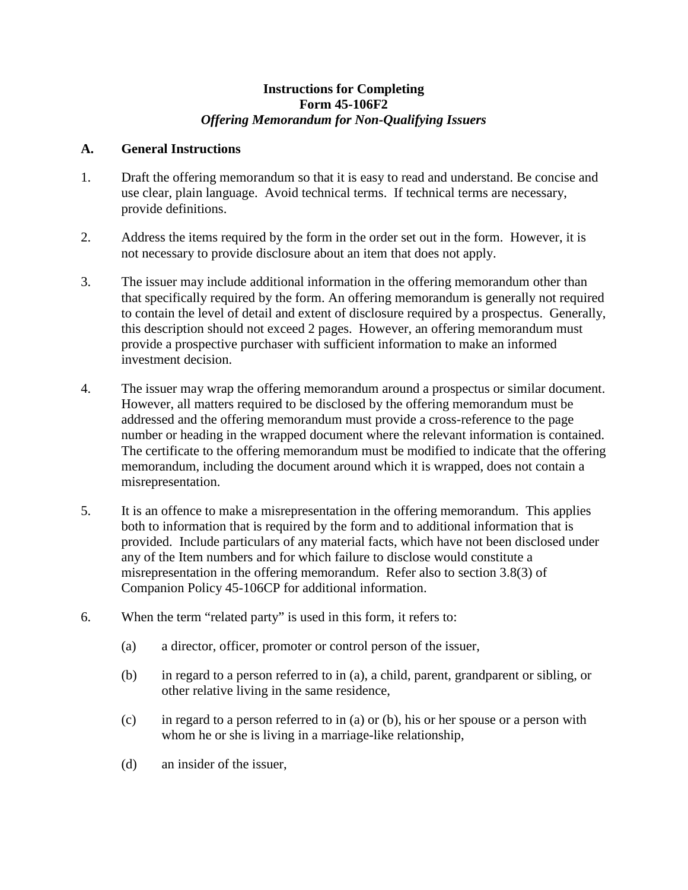**Instructions for Completing**
**Form 45-106F2**
***Offering Memorandum for Non-Qualifying Issuers***

## A. General Instructions

1. Draft the offering memorandum so that it is easy to read and understand. Be concise and use clear, plain language. Avoid technical terms. If technical terms are necessary, provide definitions.

2. Address the items required by the form in the order set out in the form. However, it is not necessary to provide disclosure about an item that does not apply.

3. The issuer may include additional information in the offering memorandum other than that specifically required by the form. An offering memorandum is generally not required to contain the level of detail and extent of disclosure required by a prospectus. Generally, this description should not exceed 2 pages. However, an offering memorandum must provide a prospective purchaser with sufficient information to make an informed investment decision.

4. The issuer may wrap the offering memorandum around a prospectus or similar document. However, all matters required to be disclosed by the offering memorandum must be addressed and the offering memorandum must provide a cross-reference to the page number or heading in the wrapped document where the relevant information is contained. The certificate to the offering memorandum must be modified to indicate that the offering memorandum, including the document around which it is wrapped, does not contain a misrepresentation.

5. It is an offence to make a misrepresentation in the offering memorandum. This applies both to information that is required by the form and to additional information that is provided. Include particulars of any material facts, which have not been disclosed under any of the Item numbers and for which failure to disclose would constitute a misrepresentation in the offering memorandum. Refer also to section 3.8(3) of Companion Policy 45-106CP for additional information.

6. When the term "related party" is used in this form, it refers to:

   (a) a director, officer, promoter or control person of the issuer,

   (b) in regard to a person referred to in (a), a child, parent, grandparent or sibling, or other relative living in the same residence,

   (c) in regard to a person referred to in (a) or (b), his or her spouse or a person with whom he or she is living in a marriage-like relationship,

   (d) an insider of the issuer,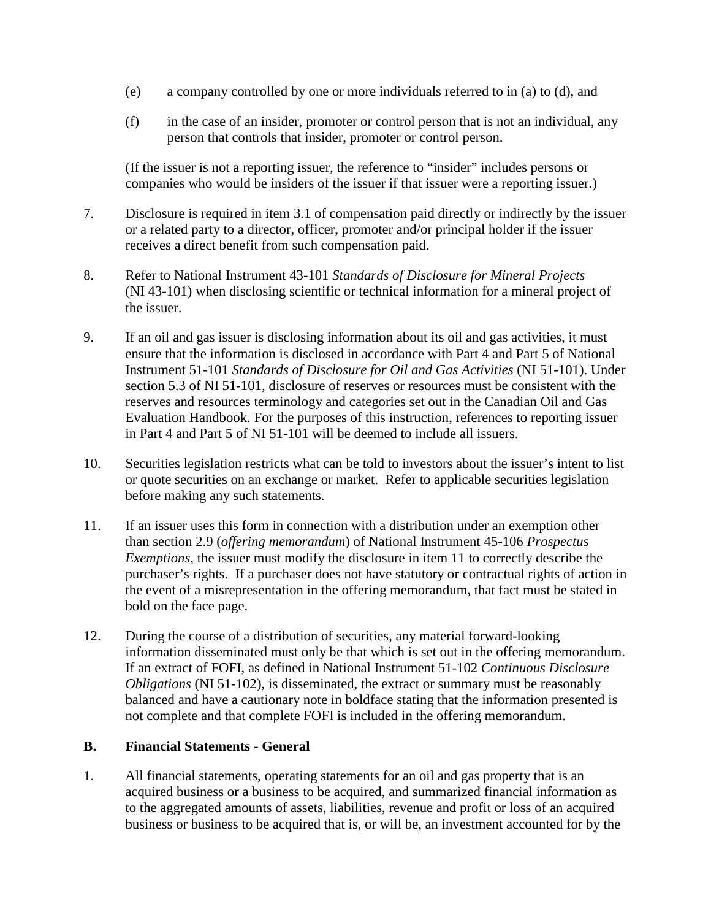(e) a company controlled by one or more individuals referred to in (a) to (d), and

(f) in the case of an insider, promoter or control person that is not an individual, any person that controls that insider, promoter or control person.

(If the issuer is not a reporting issuer, the reference to "insider" includes persons or companies who would be insiders of the issuer if that issuer were a reporting issuer.)

7. Disclosure is required in item 3.1 of compensation paid directly or indirectly by the issuer or a related party to a director, officer, promoter and/or principal holder if the issuer receives a direct benefit from such compensation paid.

8. Refer to National Instrument 43-101 *Standards of Disclosure for Mineral Projects* (NI 43-101) when disclosing scientific or technical information for a mineral project of the issuer.

9. If an oil and gas issuer is disclosing information about its oil and gas activities, it must ensure that the information is disclosed in accordance with Part 4 and Part 5 of National Instrument 51-101 *Standards of Disclosure for Oil and Gas Activities* (NI 51-101). Under section 5.3 of NI 51-101, disclosure of reserves or resources must be consistent with the reserves and resources terminology and categories set out in the Canadian Oil and Gas Evaluation Handbook. For the purposes of this instruction, references to reporting issuer in Part 4 and Part 5 of NI 51-101 will be deemed to include all issuers.

10. Securities legislation restricts what can be told to investors about the issuer's intent to list or quote securities on an exchange or market. Refer to applicable securities legislation before making any such statements.

11. If an issuer uses this form in connection with a distribution under an exemption other than section 2.9 (*offering memorandum*) of National Instrument 45-106 *Prospectus Exemptions*, the issuer must modify the disclosure in item 11 to correctly describe the purchaser's rights. If a purchaser does not have statutory or contractual rights of action in the event of a misrepresentation in the offering memorandum, that fact must be stated in bold on the face page.

12. During the course of a distribution of securities, any material forward-looking information disseminated must only be that which is set out in the offering memorandum. If an extract of FOFI, as defined in National Instrument 51-102 *Continuous Disclosure Obligations* (NI 51-102), is disseminated, the extract or summary must be reasonably balanced and have a cautionary note in boldface stating that the information presented is not complete and that complete FOFI is included in the offering memorandum.

## B. Financial Statements - General

1. All financial statements, operating statements for an oil and gas property that is an acquired business or a business to be acquired, and summarized financial information as to the aggregated amounts of assets, liabilities, revenue and profit or loss of an acquired business or business to be acquired that is, or will be, an investment accounted for by the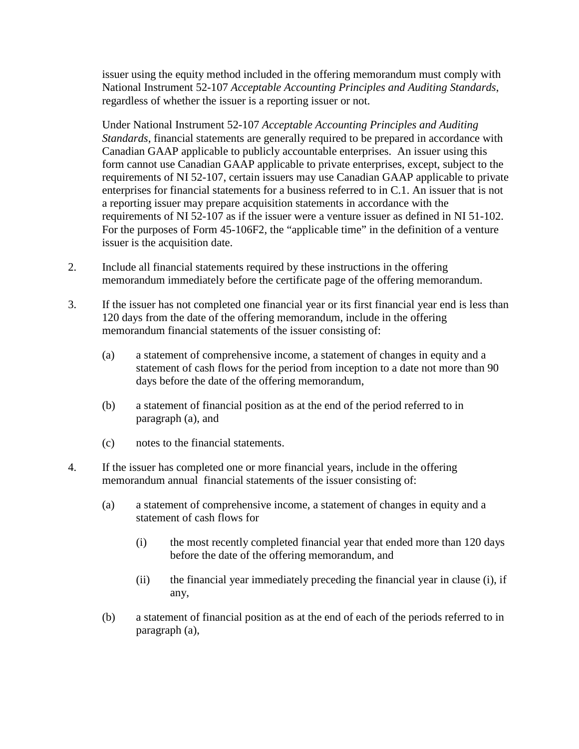issuer using the equity method included in the offering memorandum must comply with National Instrument 52-107 *Acceptable Accounting Principles and Auditing Standards*, regardless of whether the issuer is a reporting issuer or not.

Under National Instrument 52-107 *Acceptable Accounting Principles and Auditing Standards*, financial statements are generally required to be prepared in accordance with Canadian GAAP applicable to publicly accountable enterprises. An issuer using this form cannot use Canadian GAAP applicable to private enterprises, except, subject to the requirements of NI 52-107, certain issuers may use Canadian GAAP applicable to private enterprises for financial statements for a business referred to in C.1. An issuer that is not a reporting issuer may prepare acquisition statements in accordance with the requirements of NI 52-107 as if the issuer were a venture issuer as defined in NI 51-102. For the purposes of Form 45-106F2, the "applicable time" in the definition of a venture issuer is the acquisition date.

2. Include all financial statements required by these instructions in the offering memorandum immediately before the certificate page of the offering memorandum.

3. If the issuer has not completed one financial year or its first financial year end is less than 120 days from the date of the offering memorandum, include in the offering memorandum financial statements of the issuer consisting of:

   (a) a statement of comprehensive income, a statement of changes in equity and a statement of cash flows for the period from inception to a date not more than 90 days before the date of the offering memorandum,

   (b) a statement of financial position as at the end of the period referred to in paragraph (a), and

   (c) notes to the financial statements.

4. If the issuer has completed one or more financial years, include in the offering memorandum annual financial statements of the issuer consisting of:

   (a) a statement of comprehensive income, a statement of changes in equity and a statement of cash flows for

      (i) the most recently completed financial year that ended more than 120 days before the date of the offering memorandum, and

      (ii) the financial year immediately preceding the financial year in clause (i), if any,

   (b) a statement of financial position as at the end of each of the periods referred to in paragraph (a),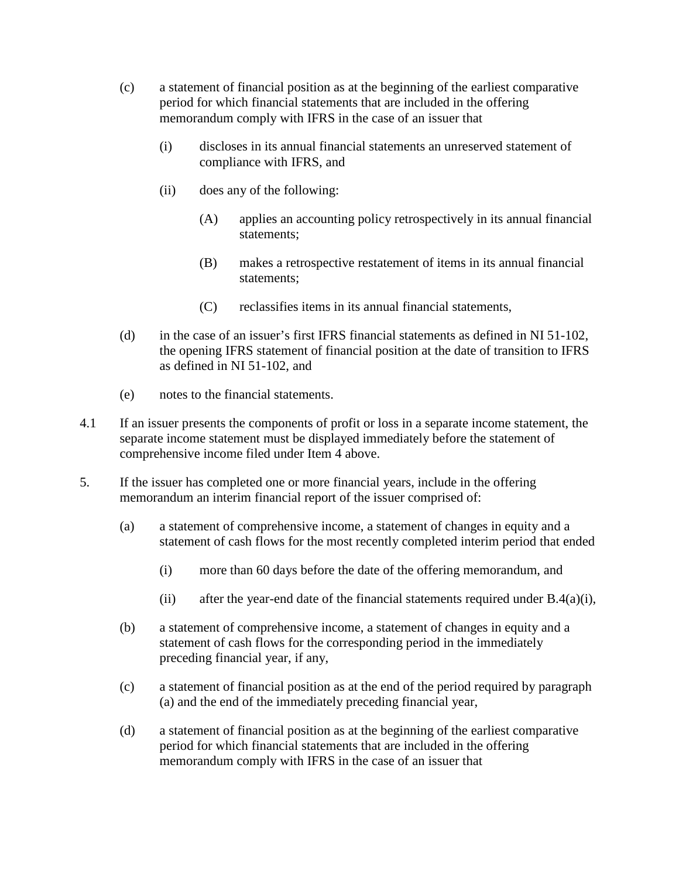(c) a statement of financial position as at the beginning of the earliest comparative period for which financial statements that are included in the offering memorandum comply with IFRS in the case of an issuer that

 (i) discloses in its annual financial statements an unreserved statement of compliance with IFRS, and

 (ii) does any of the following:

  (A) applies an accounting policy retrospectively in its annual financial statements;

  (B) makes a retrospective restatement of items in its annual financial statements;

  (C) reclassifies items in its annual financial statements,

(d) in the case of an issuer's first IFRS financial statements as defined in NI 51-102, the opening IFRS statement of financial position at the date of transition to IFRS as defined in NI 51-102, and

(e) notes to the financial statements.

4.1 If an issuer presents the components of profit or loss in a separate income statement, the separate income statement must be displayed immediately before the statement of comprehensive income filed under Item 4 above.

5. If the issuer has completed one or more financial years, include in the offering memorandum an interim financial report of the issuer comprised of:

(a) a statement of comprehensive income, a statement of changes in equity and a statement of cash flows for the most recently completed interim period that ended

 (i) more than 60 days before the date of the offering memorandum, and

 (ii) after the year-end date of the financial statements required under B.4(a)(i),

(b) a statement of comprehensive income, a statement of changes in equity and a statement of cash flows for the corresponding period in the immediately preceding financial year, if any,

(c) a statement of financial position as at the end of the period required by paragraph (a) and the end of the immediately preceding financial year,

(d) a statement of financial position as at the beginning of the earliest comparative period for which financial statements that are included in the offering memorandum comply with IFRS in the case of an issuer that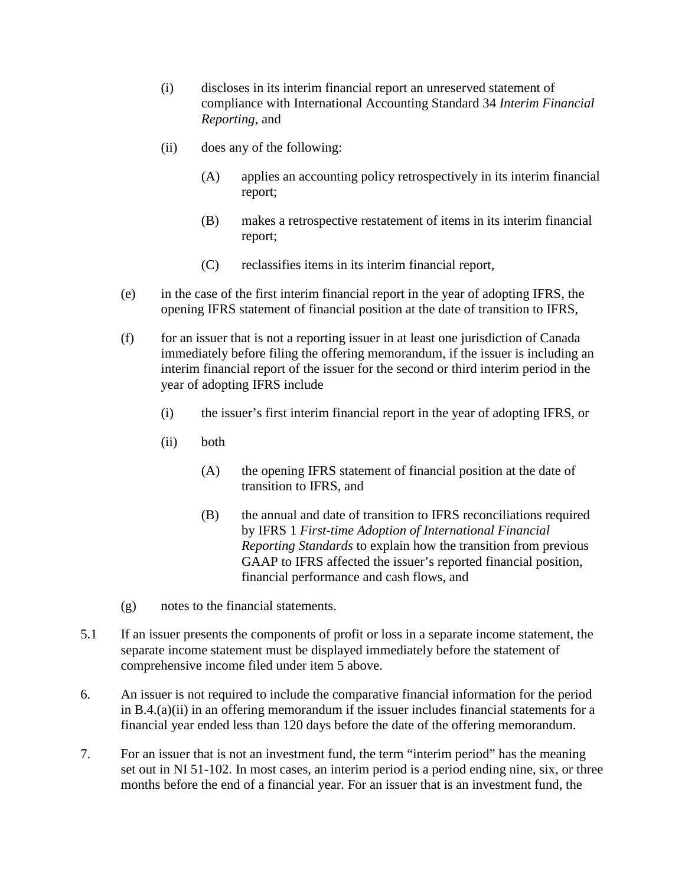(i) discloses in its interim financial report an unreserved statement of compliance with International Accounting Standard 34 *Interim Financial Reporting*, and

(ii) does any of the following:

(A) applies an accounting policy retrospectively in its interim financial report;

(B) makes a retrospective restatement of items in its interim financial report;

(C) reclassifies items in its interim financial report,

(e) in the case of the first interim financial report in the year of adopting IFRS, the opening IFRS statement of financial position at the date of transition to IFRS,

(f) for an issuer that is not a reporting issuer in at least one jurisdiction of Canada immediately before filing the offering memorandum, if the issuer is including an interim financial report of the issuer for the second or third interim period in the year of adopting IFRS include

(i) the issuer's first interim financial report in the year of adopting IFRS, or

(ii) both

(A) the opening IFRS statement of financial position at the date of transition to IFRS, and

(B) the annual and date of transition to IFRS reconciliations required by IFRS 1 *First-time Adoption of International Financial Reporting Standards* to explain how the transition from previous GAAP to IFRS affected the issuer's reported financial position, financial performance and cash flows, and

(g) notes to the financial statements.

5.1 If an issuer presents the components of profit or loss in a separate income statement, the separate income statement must be displayed immediately before the statement of comprehensive income filed under item 5 above.

6. An issuer is not required to include the comparative financial information for the period in B.4.(a)(ii) in an offering memorandum if the issuer includes financial statements for a financial year ended less than 120 days before the date of the offering memorandum.

7. For an issuer that is not an investment fund, the term "interim period" has the meaning set out in NI 51-102. In most cases, an interim period is a period ending nine, six, or three months before the end of a financial year. For an issuer that is an investment fund, the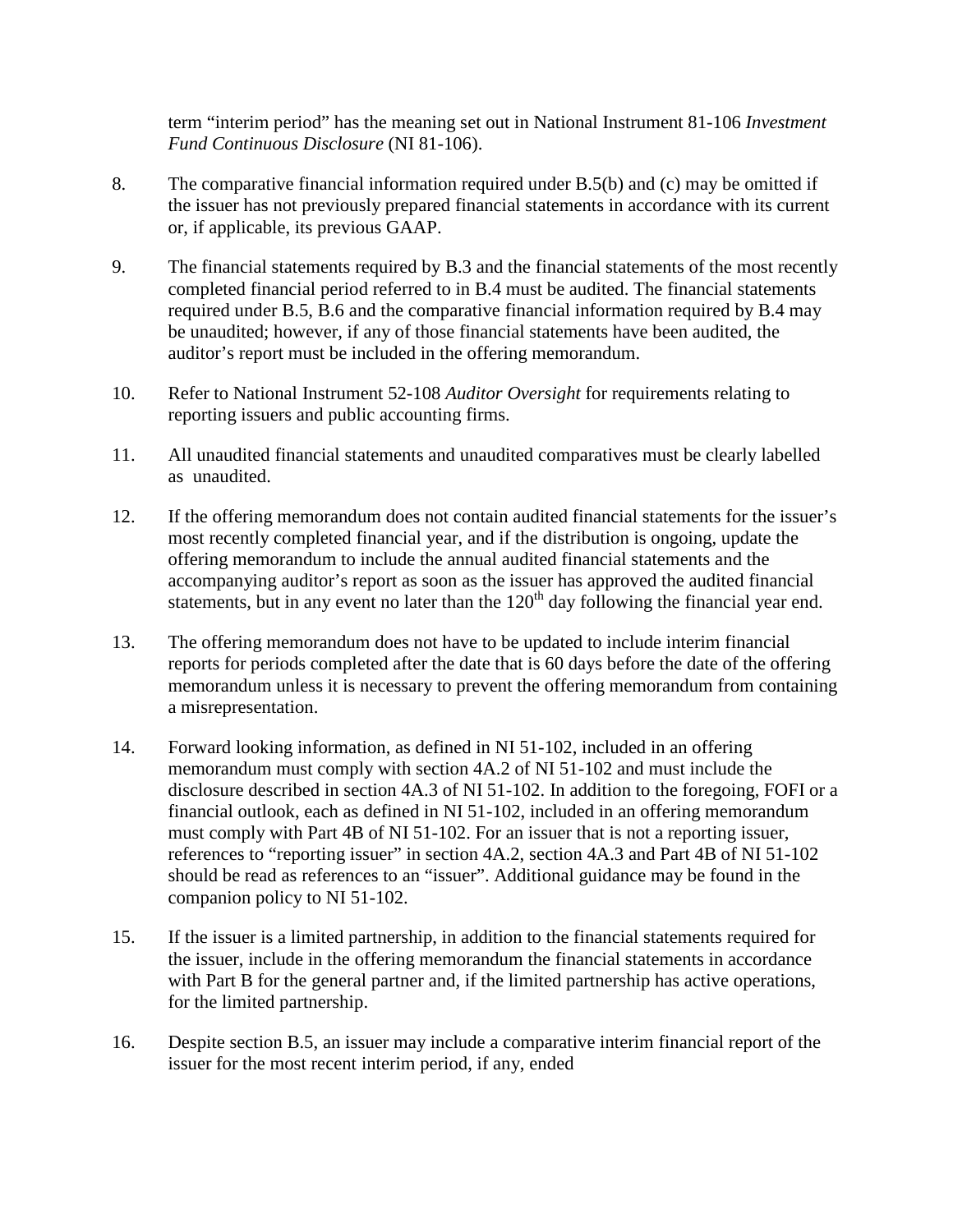term "interim period" has the meaning set out in National Instrument 81-106 *Investment Fund Continuous Disclosure* (NI 81-106).

8. The comparative financial information required under B.5(b) and (c) may be omitted if the issuer has not previously prepared financial statements in accordance with its current or, if applicable, its previous GAAP.

9. The financial statements required by B.3 and the financial statements of the most recently completed financial period referred to in B.4 must be audited. The financial statements required under B.5, B.6 and the comparative financial information required by B.4 may be unaudited; however, if any of those financial statements have been audited, the auditor's report must be included in the offering memorandum.

10. Refer to National Instrument 52-108 *Auditor Oversight* for requirements relating to reporting issuers and public accounting firms.

11. All unaudited financial statements and unaudited comparatives must be clearly labelled as unaudited.

12. If the offering memorandum does not contain audited financial statements for the issuer's most recently completed financial year, and if the distribution is ongoing, update the offering memorandum to include the annual audited financial statements and the accompanying auditor's report as soon as the issuer has approved the audited financial statements, but in any event no later than the 120th day following the financial year end.

13. The offering memorandum does not have to be updated to include interim financial reports for periods completed after the date that is 60 days before the date of the offering memorandum unless it is necessary to prevent the offering memorandum from containing a misrepresentation.

14. Forward looking information, as defined in NI 51-102, included in an offering memorandum must comply with section 4A.2 of NI 51-102 and must include the disclosure described in section 4A.3 of NI 51-102. In addition to the foregoing, FOFI or a financial outlook, each as defined in NI 51-102, included in an offering memorandum must comply with Part 4B of NI 51-102. For an issuer that is not a reporting issuer, references to "reporting issuer" in section 4A.2, section 4A.3 and Part 4B of NI 51-102 should be read as references to an "issuer". Additional guidance may be found in the companion policy to NI 51-102.

15. If the issuer is a limited partnership, in addition to the financial statements required for the issuer, include in the offering memorandum the financial statements in accordance with Part B for the general partner and, if the limited partnership has active operations, for the limited partnership.

16. Despite section B.5, an issuer may include a comparative interim financial report of the issuer for the most recent interim period, if any, ended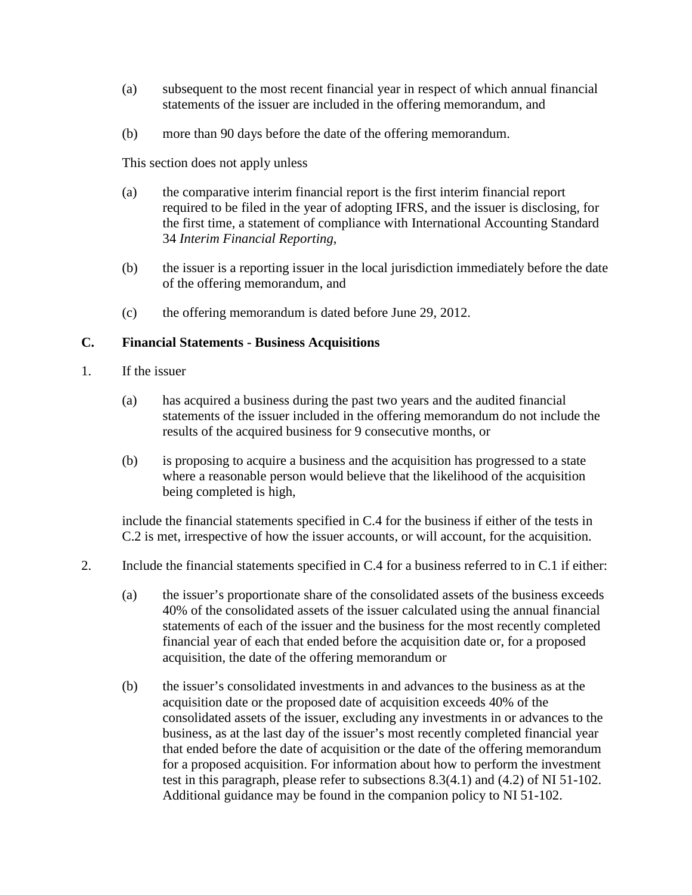(a) subsequent to the most recent financial year in respect of which annual financial statements of the issuer are included in the offering memorandum, and

(b) more than 90 days before the date of the offering memorandum.

This section does not apply unless

(a) the comparative interim financial report is the first interim financial report required to be filed in the year of adopting IFRS, and the issuer is disclosing, for the first time, a statement of compliance with International Accounting Standard 34 *Interim Financial Reporting*,

(b) the issuer is a reporting issuer in the local jurisdiction immediately before the date of the offering memorandum, and

(c) the offering memorandum is dated before June 29, 2012.

## C. Financial Statements - Business Acquisitions

1. If the issuer

   (a) has acquired a business during the past two years and the audited financial statements of the issuer included in the offering memorandum do not include the results of the acquired business for 9 consecutive months, or

   (b) is proposing to acquire a business and the acquisition has progressed to a state where a reasonable person would believe that the likelihood of the acquisition being completed is high,

   include the financial statements specified in C.4 for the business if either of the tests in C.2 is met, irrespective of how the issuer accounts, or will account, for the acquisition.

2. Include the financial statements specified in C.4 for a business referred to in C.1 if either:

   (a) the issuer's proportionate share of the consolidated assets of the business exceeds 40% of the consolidated assets of the issuer calculated using the annual financial statements of each of the issuer and the business for the most recently completed financial year of each that ended before the acquisition date or, for a proposed acquisition, the date of the offering memorandum or

   (b) the issuer's consolidated investments in and advances to the business as at the acquisition date or the proposed date of acquisition exceeds 40% of the consolidated assets of the issuer, excluding any investments in or advances to the business, as at the last day of the issuer's most recently completed financial year that ended before the date of acquisition or the date of the offering memorandum for a proposed acquisition. For information about how to perform the investment test in this paragraph, please refer to subsections 8.3(4.1) and (4.2) of NI 51-102. Additional guidance may be found in the companion policy to NI 51-102.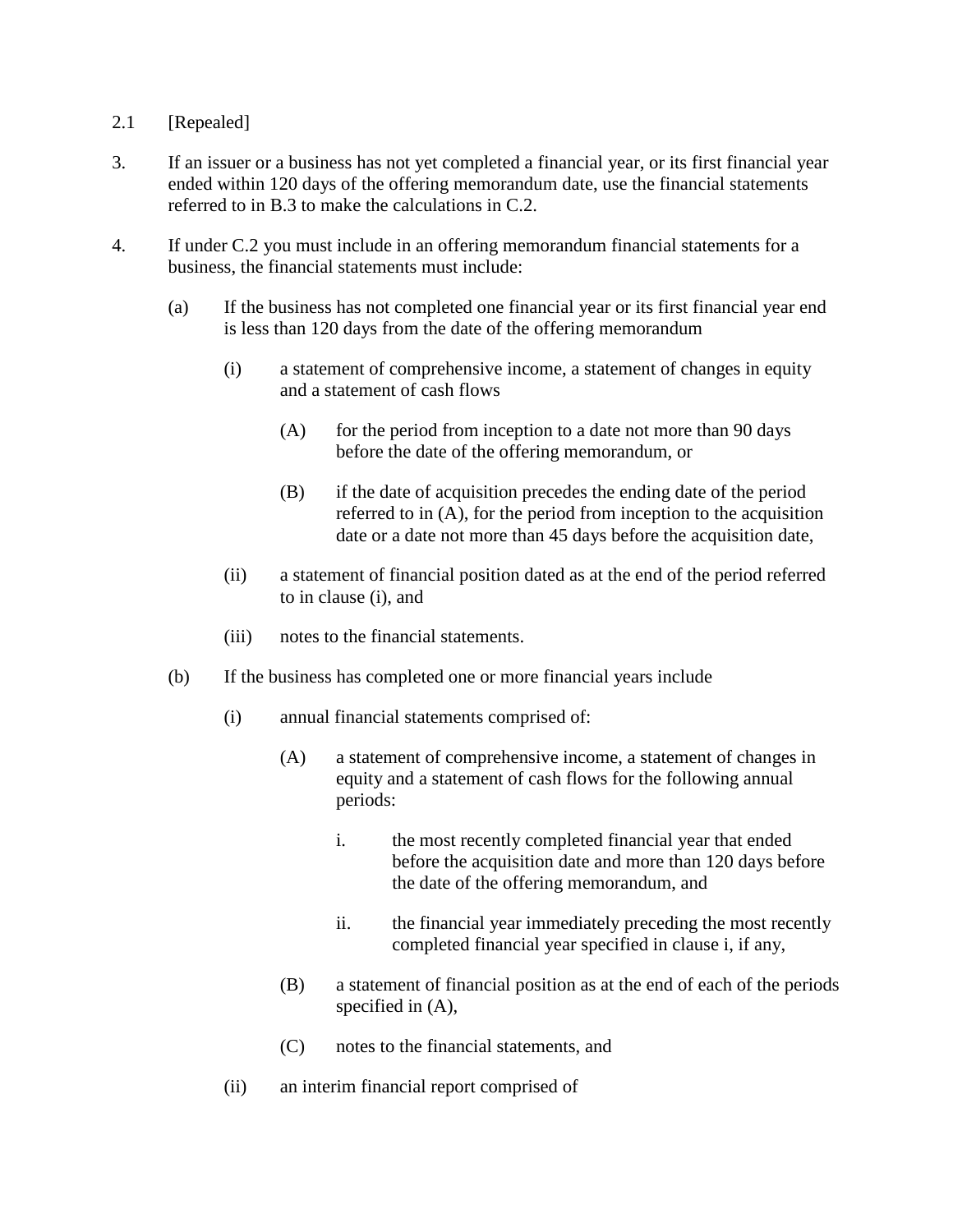2.1 [Repealed]

3. If an issuer or a business has not yet completed a financial year, or its first financial year ended within 120 days of the offering memorandum date, use the financial statements referred to in B.3 to make the calculations in C.2.

4. If under C.2 you must include in an offering memorandum financial statements for a business, the financial statements must include:

   (a) If the business has not completed one financial year or its first financial year end is less than 120 days from the date of the offering memorandum

      (i) a statement of comprehensive income, a statement of changes in equity and a statement of cash flows

         (A) for the period from inception to a date not more than 90 days before the date of the offering memorandum, or

         (B) if the date of acquisition precedes the ending date of the period referred to in (A), for the period from inception to the acquisition date or a date not more than 45 days before the acquisition date,

      (ii) a statement of financial position dated as at the end of the period referred to in clause (i), and

      (iii) notes to the financial statements.

   (b) If the business has completed one or more financial years include

      (i) annual financial statements comprised of:

         (A) a statement of comprehensive income, a statement of changes in equity and a statement of cash flows for the following annual periods:

            i. the most recently completed financial year that ended before the acquisition date and more than 120 days before the date of the offering memorandum, and

            ii. the financial year immediately preceding the most recently completed financial year specified in clause i, if any,

         (B) a statement of financial position as at the end of each of the periods specified in (A),

         (C) notes to the financial statements, and

      (ii) an interim financial report comprised of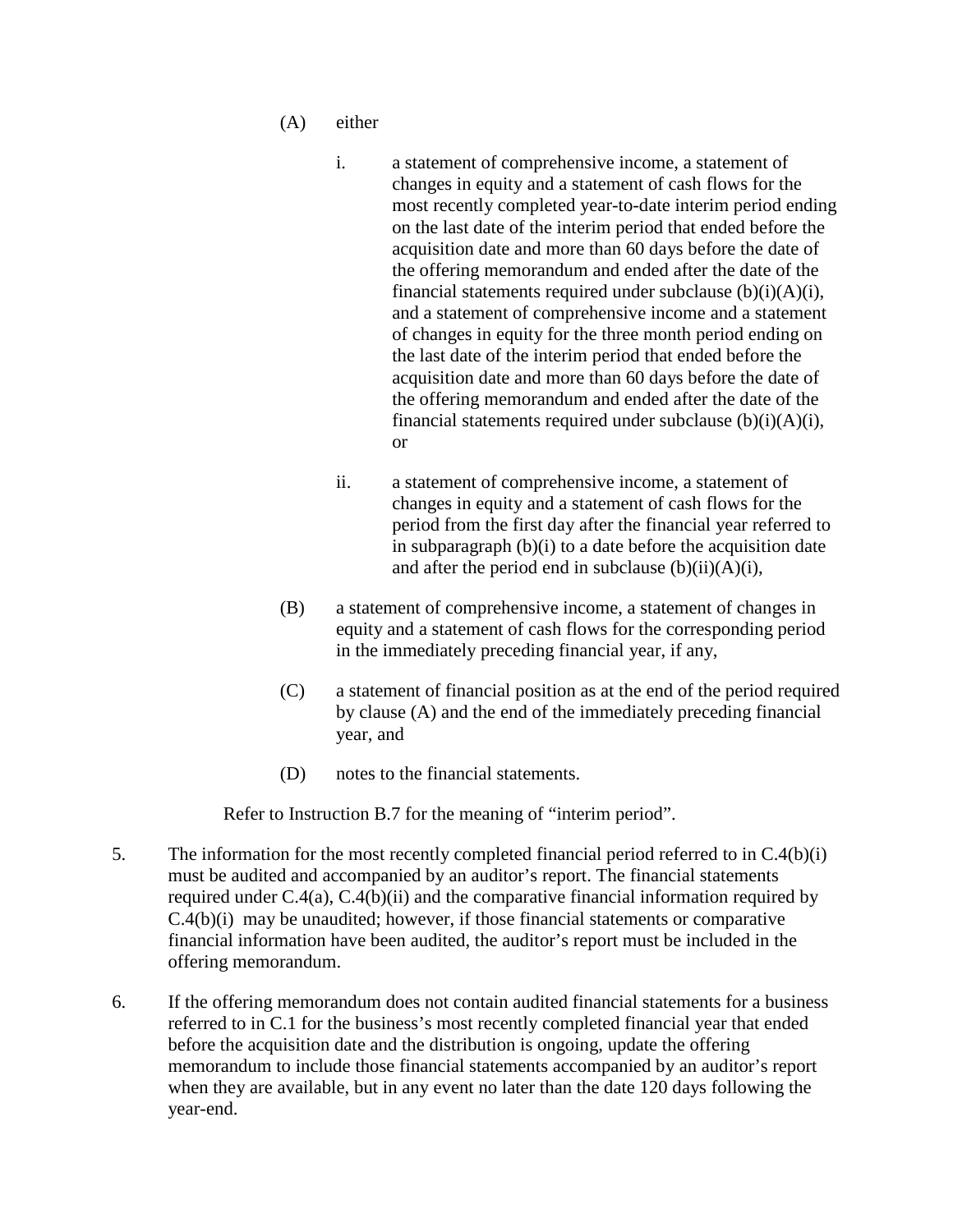(A) either

i. a statement of comprehensive income, a statement of changes in equity and a statement of cash flows for the most recently completed year-to-date interim period ending on the last date of the interim period that ended before the acquisition date and more than 60 days before the date of the offering memorandum and ended after the date of the financial statements required under subclause (b)(i)(A)(i), and a statement of comprehensive income and a statement of changes in equity for the three month period ending on the last date of the interim period that ended before the acquisition date and more than 60 days before the date of the offering memorandum and ended after the date of the financial statements required under subclause (b)(i)(A)(i), or

ii. a statement of comprehensive income, a statement of changes in equity and a statement of cash flows for the period from the first day after the financial year referred to in subparagraph (b)(i) to a date before the acquisition date and after the period end in subclause (b)(ii)(A)(i),

(B) a statement of comprehensive income, a statement of changes in equity and a statement of cash flows for the corresponding period in the immediately preceding financial year, if any,

(C) a statement of financial position as at the end of the period required by clause (A) and the end of the immediately preceding financial year, and

(D) notes to the financial statements.

Refer to Instruction B.7 for the meaning of "interim period".

5. The information for the most recently completed financial period referred to in C.4(b)(i) must be audited and accompanied by an auditor's report. The financial statements required under C.4(a), C.4(b)(ii) and the comparative financial information required by C.4(b)(i) may be unaudited; however, if those financial statements or comparative financial information have been audited, the auditor's report must be included in the offering memorandum.

6. If the offering memorandum does not contain audited financial statements for a business referred to in C.1 for the business's most recently completed financial year that ended before the acquisition date and the distribution is ongoing, update the offering memorandum to include those financial statements accompanied by an auditor's report when they are available, but in any event no later than the date 120 days following the year-end.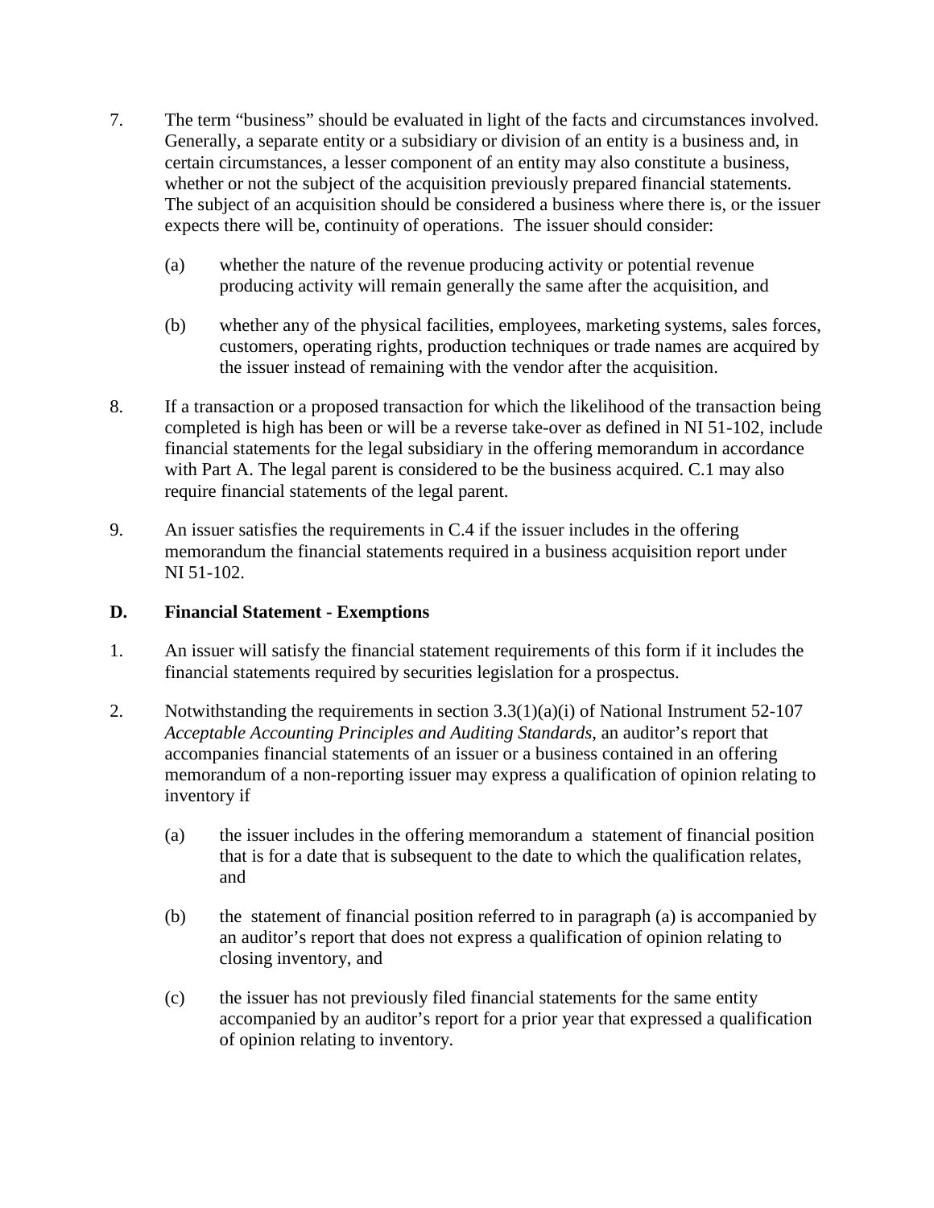7. The term "business" should be evaluated in light of the facts and circumstances involved. Generally, a separate entity or a subsidiary or division of an entity is a business and, in certain circumstances, a lesser component of an entity may also constitute a business, whether or not the subject of the acquisition previously prepared financial statements. The subject of an acquisition should be considered a business where there is, or the issuer expects there will be, continuity of operations. The issuer should consider:

   (a) whether the nature of the revenue producing activity or potential revenue producing activity will remain generally the same after the acquisition, and

   (b) whether any of the physical facilities, employees, marketing systems, sales forces, customers, operating rights, production techniques or trade names are acquired by the issuer instead of remaining with the vendor after the acquisition.

8. If a transaction or a proposed transaction for which the likelihood of the transaction being completed is high has been or will be a reverse take-over as defined in NI 51-102, include financial statements for the legal subsidiary in the offering memorandum in accordance with Part A. The legal parent is considered to be the business acquired. C.1 may also require financial statements of the legal parent.

9. An issuer satisfies the requirements in C.4 if the issuer includes in the offering memorandum the financial statements required in a business acquisition report under NI 51-102.

## D. Financial Statement - Exemptions

1. An issuer will satisfy the financial statement requirements of this form if it includes the financial statements required by securities legislation for a prospectus.

2. Notwithstanding the requirements in section 3.3(1)(a)(i) of National Instrument 52-107 *Acceptable Accounting Principles and Auditing Standards*, an auditor's report that accompanies financial statements of an issuer or a business contained in an offering memorandum of a non-reporting issuer may express a qualification of opinion relating to inventory if

   (a) the issuer includes in the offering memorandum a statement of financial position that is for a date that is subsequent to the date to which the qualification relates, and

   (b) the statement of financial position referred to in paragraph (a) is accompanied by an auditor's report that does not express a qualification of opinion relating to closing inventory, and

   (c) the issuer has not previously filed financial statements for the same entity accompanied by an auditor's report for a prior year that expressed a qualification of opinion relating to inventory.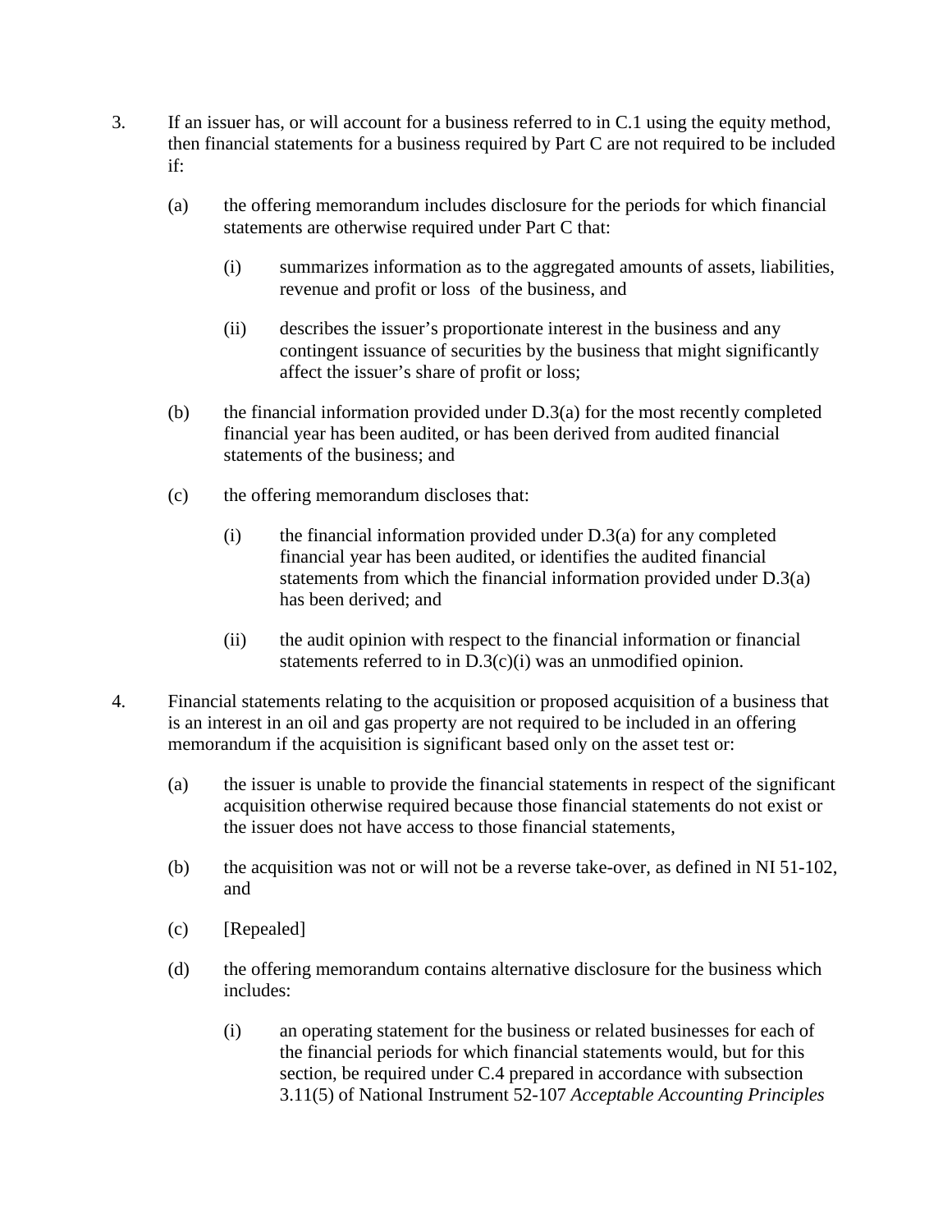3. If an issuer has, or will account for a business referred to in C.1 using the equity method, then financial statements for a business required by Part C are not required to be included if:

   (a) the offering memorandum includes disclosure for the periods for which financial statements are otherwise required under Part C that:

      (i) summarizes information as to the aggregated amounts of assets, liabilities, revenue and profit or loss of the business, and

      (ii) describes the issuer's proportionate interest in the business and any contingent issuance of securities by the business that might significantly affect the issuer's share of profit or loss;

   (b) the financial information provided under D.3(a) for the most recently completed financial year has been audited, or has been derived from audited financial statements of the business; and

   (c) the offering memorandum discloses that:

      (i) the financial information provided under D.3(a) for any completed financial year has been audited, or identifies the audited financial statements from which the financial information provided under D.3(a) has been derived; and

      (ii) the audit opinion with respect to the financial information or financial statements referred to in D.3(c)(i) was an unmodified opinion.

4. Financial statements relating to the acquisition or proposed acquisition of a business that is an interest in an oil and gas property are not required to be included in an offering memorandum if the acquisition is significant based only on the asset test or:

   (a) the issuer is unable to provide the financial statements in respect of the significant acquisition otherwise required because those financial statements do not exist or the issuer does not have access to those financial statements,

   (b) the acquisition was not or will not be a reverse take-over, as defined in NI 51-102, and

   (c) [Repealed]

   (d) the offering memorandum contains alternative disclosure for the business which includes:

      (i) an operating statement for the business or related businesses for each of the financial periods for which financial statements would, but for this section, be required under C.4 prepared in accordance with subsection 3.11(5) of National Instrument 52-107 *Acceptable Accounting Principles*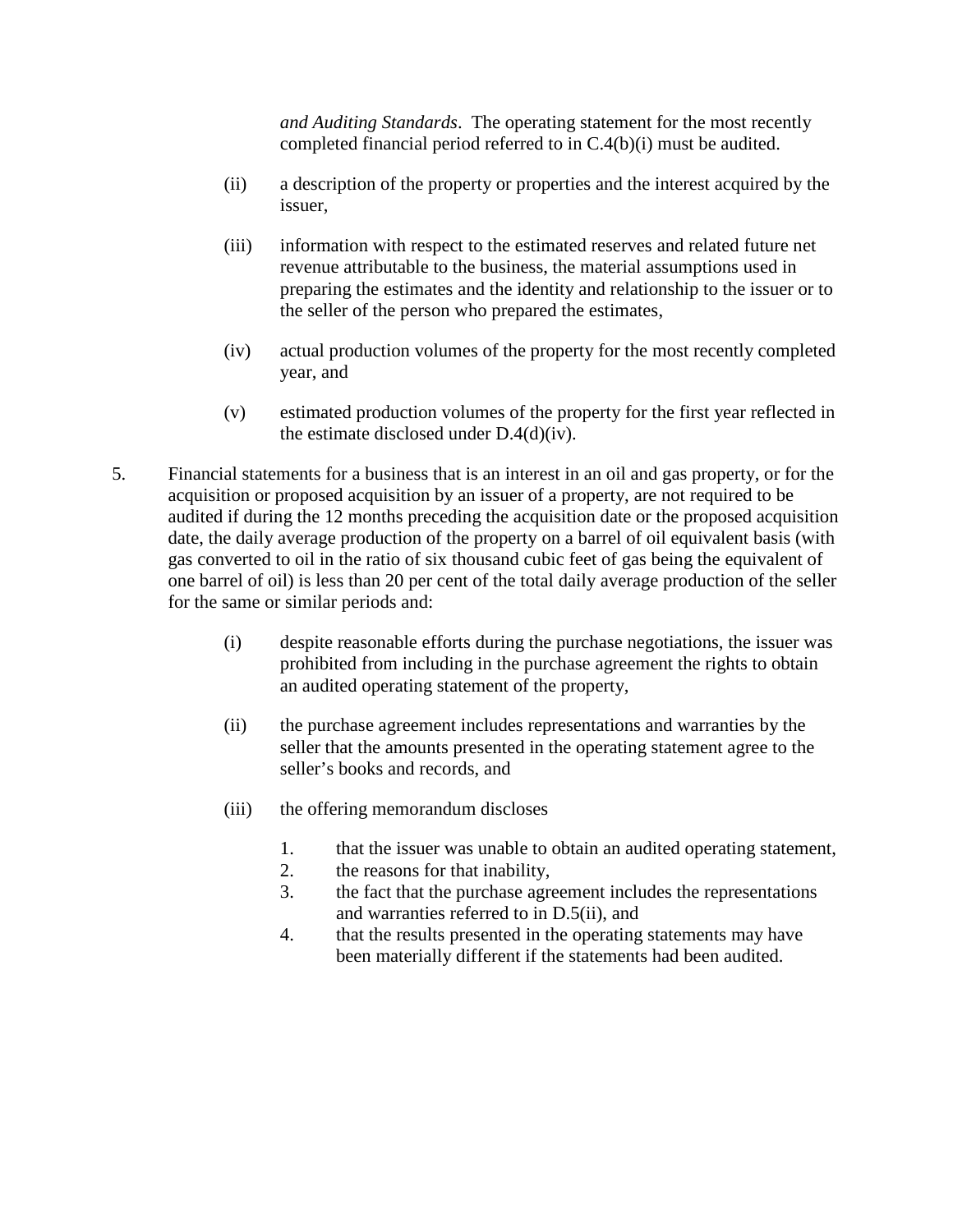*and Auditing Standards*. The operating statement for the most recently completed financial period referred to in C.4(b)(i) must be audited.

(ii) a description of the property or properties and the interest acquired by the issuer,

(iii) information with respect to the estimated reserves and related future net revenue attributable to the business, the material assumptions used in preparing the estimates and the identity and relationship to the issuer or to the seller of the person who prepared the estimates,

(iv) actual production volumes of the property for the most recently completed year, and

(v) estimated production volumes of the property for the first year reflected in the estimate disclosed under D.4(d)(iv).

5. Financial statements for a business that is an interest in an oil and gas property, or for the acquisition or proposed acquisition by an issuer of a property, are not required to be audited if during the 12 months preceding the acquisition date or the proposed acquisition date, the daily average production of the property on a barrel of oil equivalent basis (with gas converted to oil in the ratio of six thousand cubic feet of gas being the equivalent of one barrel of oil) is less than 20 per cent of the total daily average production of the seller for the same or similar periods and:

   (i) despite reasonable efforts during the purchase negotiations, the issuer was prohibited from including in the purchase agreement the rights to obtain an audited operating statement of the property,

   (ii) the purchase agreement includes representations and warranties by the seller that the amounts presented in the operating statement agree to the seller's books and records, and

   (iii) the offering memorandum discloses

      1. that the issuer was unable to obtain an audited operating statement,
      2. the reasons for that inability,
      3. the fact that the purchase agreement includes the representations and warranties referred to in D.5(ii), and
      4. that the results presented in the operating statements may have been materially different if the statements had been audited.